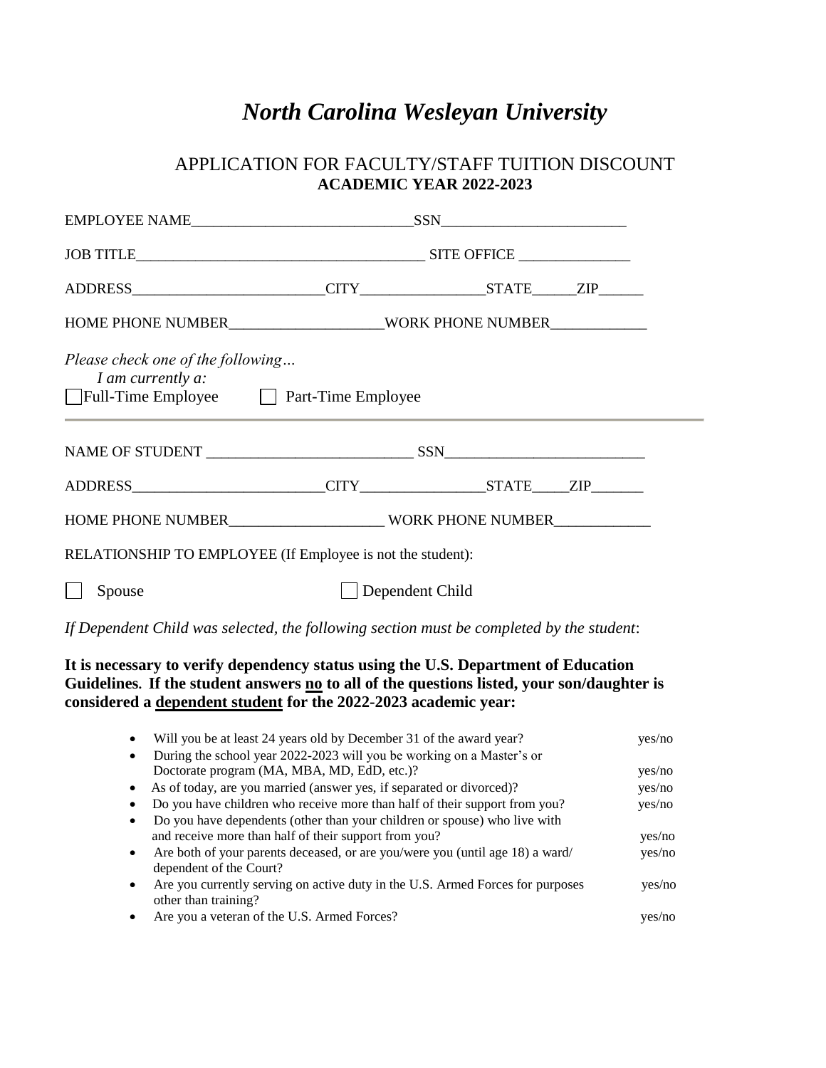# *North Carolina Wesleyan University*

## APPLICATION FOR FACULTY/STAFF TUITION DISCOUNT
**ACADEMIC YEAR 2022-2023**

EMPLOYEE NAME_____________________________SSN________________________

JOB TITLE______________________________________ SITE OFFICE _______________

ADDRESS_________________________CITY________________STATE_____ZIP______

HOME PHONE NUMBER___________________WORK PHONE NUMBER____________

*Please check one of the following…*
*I am currently a:*
☐ Full-Time Employee ☐ Part-Time Employee

---

NAME OF STUDENT ___________________________ SSN__________________________

ADDRESS_________________________CITY________________STATE_____ZIP_______

HOME PHONE NUMBER___________________ WORK PHONE NUMBER____________

RELATIONSHIP TO EMPLOYEE (If Employee is not the student):

☐ Spouse ☐ Dependent Child

*If Dependent Child was selected, the following section must be completed by the student*:

**It is necessary to verify dependency status using the U.S. Department of Education Guidelines. If the student answers no to all of the questions listed, your son/daughter is considered a dependent student for the 2022-2023 academic year:**

- Will you be at least 24 years old by December 31 of the award year? yes/no
- During the school year 2022-2023 will you be working on a Master's or Doctorate program (MA, MBA, MD, EdD, etc.)? yes/no
- As of today, are you married (answer yes, if separated or divorced)? yes/no
- Do you have children who receive more than half of their support from you? yes/no
- Do you have dependents (other than your children or spouse) who live with and receive more than half of their support from you? yes/no
- Are both of your parents deceased, or are you/were you (until age 18) a ward/ dependent of the Court? yes/no
- Are you currently serving on active duty in the U.S. Armed Forces for purposes other than training? yes/no
- Are you a veteran of the U.S. Armed Forces? yes/no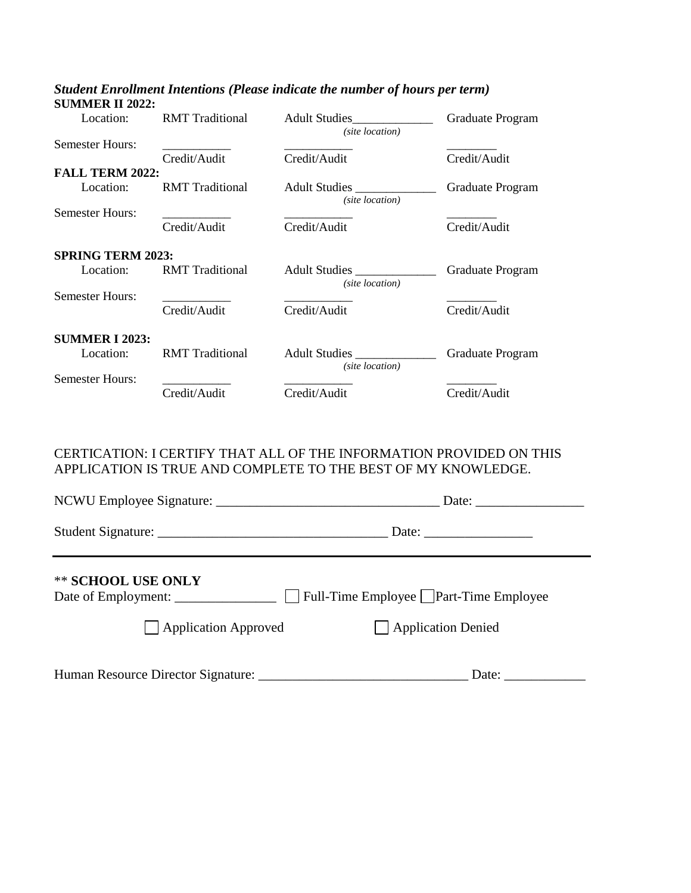***Student Enrollment Intentions (Please indicate the number of hours per term)***

**SUMMER II 2022:**

| | | | |
|---|---|---|---|
| Location: | RMT Traditional | Adult Studies_____________ *(site location)* | Graduate Program |
| Semester Hours: | ___________ Credit/Audit | ___________ Credit/Audit | ________ Credit/Audit |

**FALL TERM 2022:**

| | | | |
|---|---|---|---|
| Location: | RMT Traditional | Adult Studies _____________ *(site location)* | Graduate Program |
| Semester Hours: | ___________ Credit/Audit | ___________ Credit/Audit | ________ Credit/Audit |

**SPRING TERM 2023:**

| | | | |
|---|---|---|---|
| Location: | RMT Traditional | Adult Studies _____________ *(site location)* | Graduate Program |
| Semester Hours: | ___________ Credit/Audit | ___________ Credit/Audit | ________ Credit/Audit |

**SUMMER I 2023:**

| | | | |
|---|---|---|---|
| Location: | RMT Traditional | Adult Studies _____________ *(site location)* | Graduate Program |
| Semester Hours: | ___________ Credit/Audit | ___________ Credit/Audit | ________ Credit/Audit |

CERTICATION: I CERTIFY THAT ALL OF THE INFORMATION PROVIDED ON THIS APPLICATION IS TRUE AND COMPLETE TO THE BEST OF MY KNOWLEDGE.

NCWU Employee Signature: _________________________________ Date: ________________

Student Signature: _________________________________ Date: ________________

---

** **SCHOOL USE ONLY**

Date of Employment: _______________ ☐ Full-Time Employee ☐ Part-Time Employee

☐ Application Approved ☐ Application Denied

Human Resource Director Signature: ______________________________ Date: ____________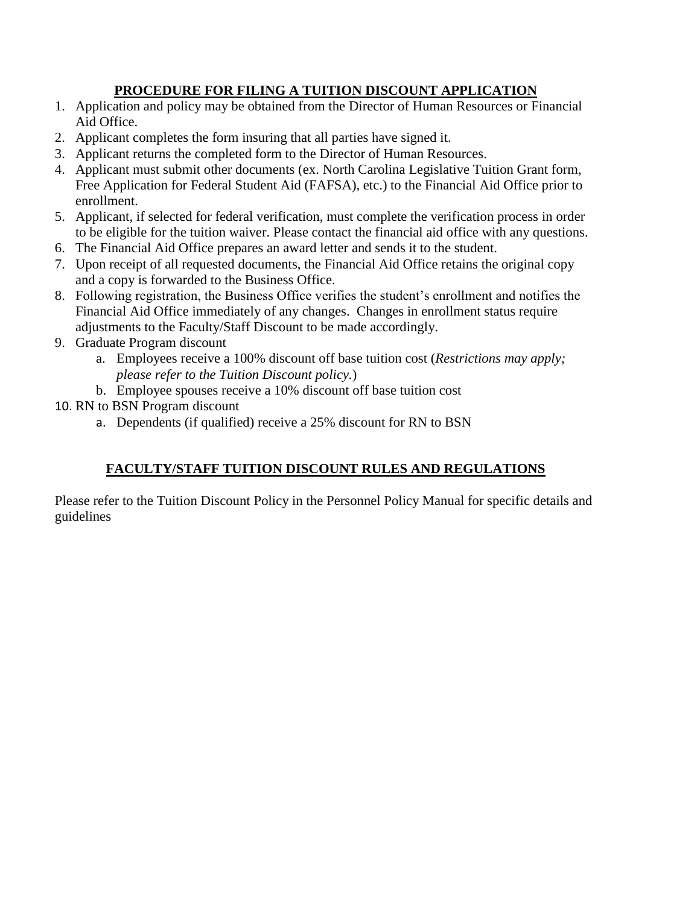## PROCEDURE FOR FILING A TUITION DISCOUNT APPLICATION

1. Application and policy may be obtained from the Director of Human Resources or Financial Aid Office.
2. Applicant completes the form insuring that all parties have signed it.
3. Applicant returns the completed form to the Director of Human Resources.
4. Applicant must submit other documents (ex. North Carolina Legislative Tuition Grant form, Free Application for Federal Student Aid (FAFSA), etc.) to the Financial Aid Office prior to enrollment.
5. Applicant, if selected for federal verification, must complete the verification process in order to be eligible for the tuition waiver. Please contact the financial aid office with any questions.
6. The Financial Aid Office prepares an award letter and sends it to the student.
7. Upon receipt of all requested documents, the Financial Aid Office retains the original copy and a copy is forwarded to the Business Office.
8. Following registration, the Business Office verifies the student's enrollment and notifies the Financial Aid Office immediately of any changes. Changes in enrollment status require adjustments to the Faculty/Staff Discount to be made accordingly.
9. Graduate Program discount
   a. Employees receive a 100% discount off base tuition cost (*Restrictions may apply; please refer to the Tuition Discount policy.*)
   b. Employee spouses receive a 10% discount off base tuition cost
10. RN to BSN Program discount
    a. Dependents (if qualified) receive a 25% discount for RN to BSN

## FACULTY/STAFF TUITION DISCOUNT RULES AND REGULATIONS

Please refer to the Tuition Discount Policy in the Personnel Policy Manual for specific details and guidelines